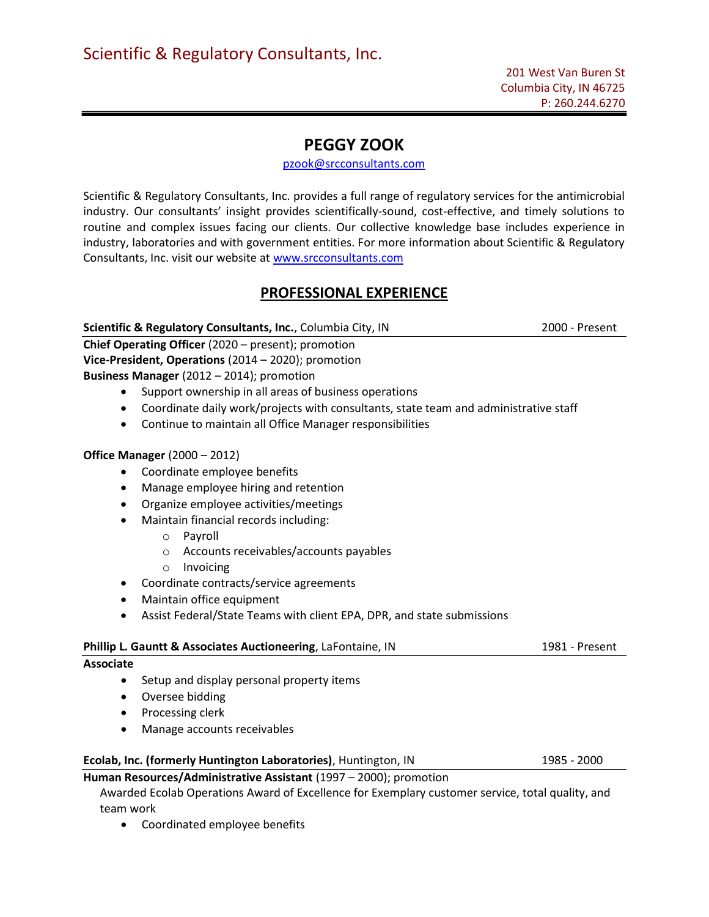# Scientific & Regulatory Consultants, Inc.

201 West Van Buren St
Columbia City, IN 46725
P: 260.244.6270

## PEGGY ZOOK

pzook@srcconsultants.com

Scientific & Regulatory Consultants, Inc. provides a full range of regulatory services for the antimicrobial industry. Our consultants' insight provides scientifically-sound, cost-effective, and timely solutions to routine and complex issues facing our clients. Our collective knowledge base includes experience in industry, laboratories and with government entities. For more information about Scientific & Regulatory Consultants, Inc. visit our website at www.srcconsultants.com

## PROFESSIONAL EXPERIENCE

**Scientific & Regulatory Consultants, Inc.**, Columbia City, IN — 2000 - Present

**Chief Operating Officer** (2020 – present); promotion
**Vice-President, Operations** (2014 – 2020); promotion
**Business Manager** (2012 – 2014); promotion

- Support ownership in all areas of business operations
- Coordinate daily work/projects with consultants, state team and administrative staff
- Continue to maintain all Office Manager responsibilities

**Office Manager** (2000 – 2012)

- Coordinate employee benefits
- Manage employee hiring and retention
- Organize employee activities/meetings
- Maintain financial records including:
  - Payroll
  - Accounts receivables/accounts payables
  - Invoicing
- Coordinate contracts/service agreements
- Maintain office equipment
- Assist Federal/State Teams with client EPA, DPR, and state submissions

**Phillip L. Gauntt & Associates Auctioneering**, LaFontaine, IN — 1981 - Present

**Associate**

- Setup and display personal property items
- Oversee bidding
- Processing clerk
- Manage accounts receivables

**Ecolab, Inc. (formerly Huntington Laboratories)**, Huntington, IN — 1985 - 2000

**Human Resources/Administrative Assistant** (1997 – 2000); promotion

Awarded Ecolab Operations Award of Excellence for Exemplary customer service, total quality, and team work

- Coordinated employee benefits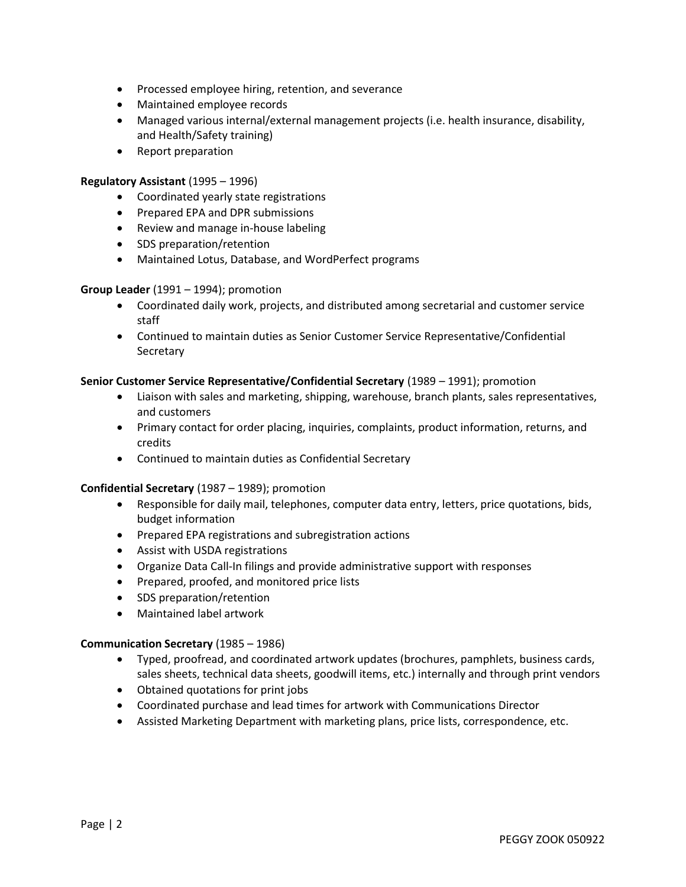- Processed employee hiring, retention, and severance
- Maintained employee records
- Managed various internal/external management projects (i.e. health insurance, disability, and Health/Safety training)
- Report preparation

**Regulatory Assistant** (1995 – 1996)

- Coordinated yearly state registrations
- Prepared EPA and DPR submissions
- Review and manage in-house labeling
- SDS preparation/retention
- Maintained Lotus, Database, and WordPerfect programs

**Group Leader** (1991 – 1994); promotion

- Coordinated daily work, projects, and distributed among secretarial and customer service staff
- Continued to maintain duties as Senior Customer Service Representative/Confidential Secretary

**Senior Customer Service Representative/Confidential Secretary** (1989 – 1991); promotion

- Liaison with sales and marketing, shipping, warehouse, branch plants, sales representatives, and customers
- Primary contact for order placing, inquiries, complaints, product information, returns, and credits
- Continued to maintain duties as Confidential Secretary

**Confidential Secretary** (1987 – 1989); promotion

- Responsible for daily mail, telephones, computer data entry, letters, price quotations, bids, budget information
- Prepared EPA registrations and subregistration actions
- Assist with USDA registrations
- Organize Data Call-In filings and provide administrative support with responses
- Prepared, proofed, and monitored price lists
- SDS preparation/retention
- Maintained label artwork

**Communication Secretary** (1985 – 1986)

- Typed, proofread, and coordinated artwork updates (brochures, pamphlets, business cards, sales sheets, technical data sheets, goodwill items, etc.) internally and through print vendors
- Obtained quotations for print jobs
- Coordinated purchase and lead times for artwork with Communications Director
- Assisted Marketing Department with marketing plans, price lists, correspondence, etc.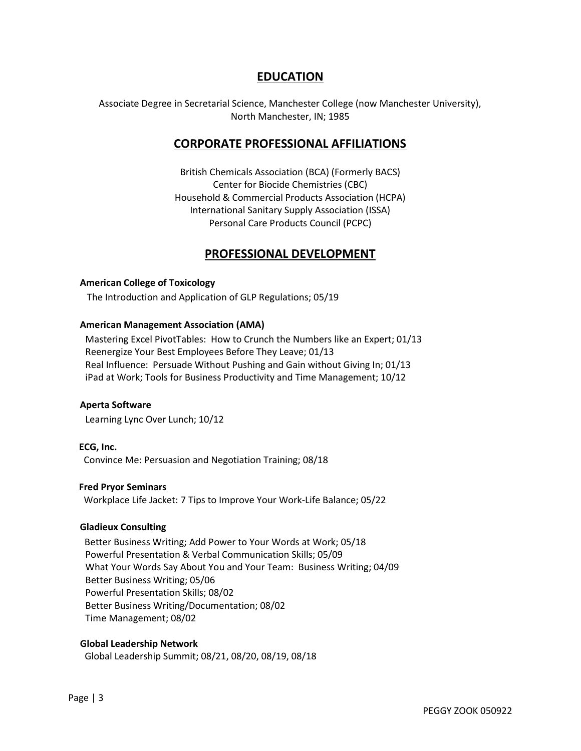## EDUCATION

Associate Degree in Secretarial Science, Manchester College (now Manchester University), North Manchester, IN; 1985

## CORPORATE PROFESSIONAL AFFILIATIONS

British Chemicals Association (BCA) (Formerly BACS)
Center for Biocide Chemistries (CBC)
Household & Commercial Products Association (HCPA)
International Sanitary Supply Association (ISSA)
Personal Care Products Council (PCPC)

## PROFESSIONAL DEVELOPMENT

**American College of Toxicology**
The Introduction and Application of GLP Regulations; 05/19

**American Management Association (AMA)**
Mastering Excel PivotTables: How to Crunch the Numbers like an Expert; 01/13
Reenergize Your Best Employees Before They Leave; 01/13
Real Influence: Persuade Without Pushing and Gain without Giving In; 01/13
iPad at Work; Tools for Business Productivity and Time Management; 10/12

**Aperta Software**
Learning Lync Over Lunch; 10/12

**ECG, Inc.**
Convince Me: Persuasion and Negotiation Training; 08/18

**Fred Pryor Seminars**
Workplace Life Jacket: 7 Tips to Improve Your Work-Life Balance; 05/22

**Gladieux Consulting**
Better Business Writing; Add Power to Your Words at Work; 05/18
Powerful Presentation & Verbal Communication Skills; 05/09
What Your Words Say About You and Your Team: Business Writing; 04/09
Better Business Writing; 05/06
Powerful Presentation Skills; 08/02
Better Business Writing/Documentation; 08/02
Time Management; 08/02

**Global Leadership Network**
Global Leadership Summit; 08/21, 08/20, 08/19, 08/18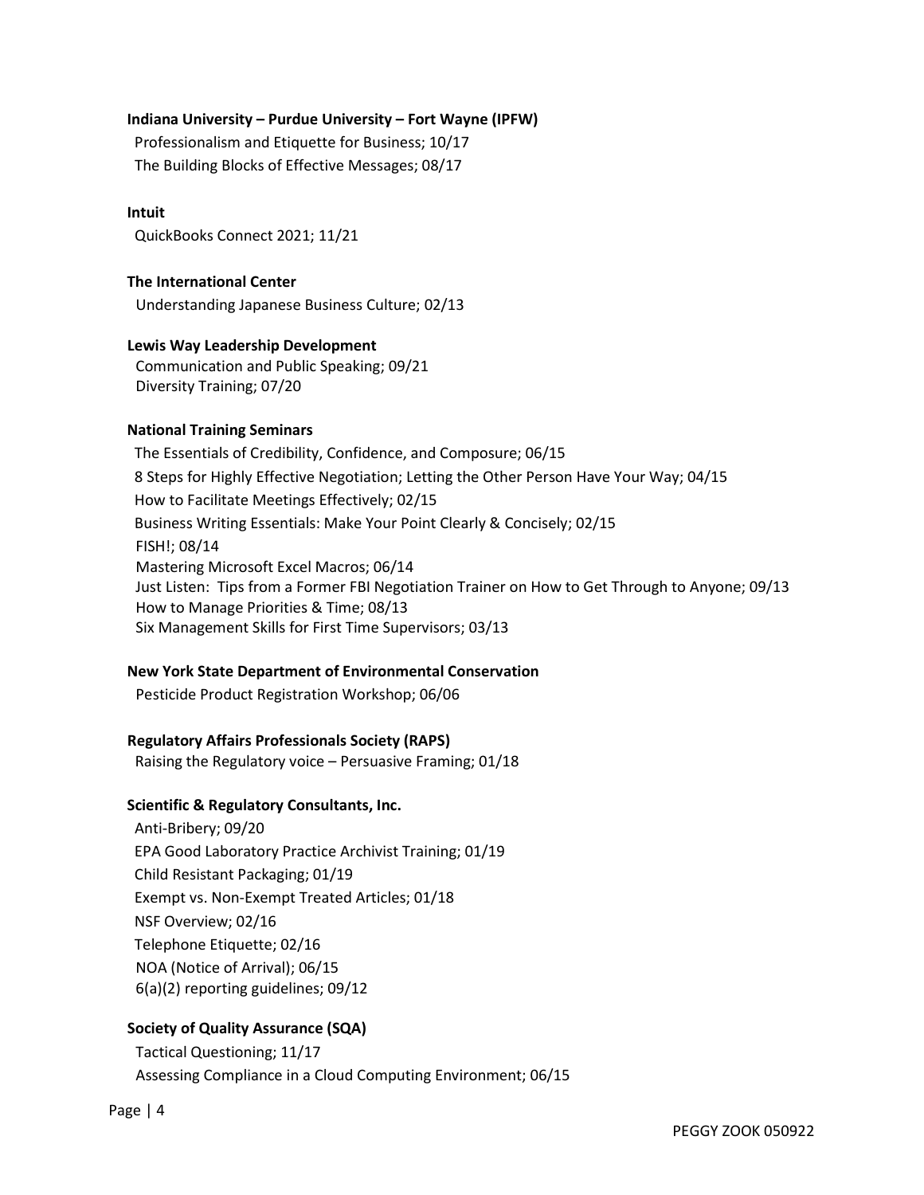**Indiana University – Purdue University – Fort Wayne (IPFW)**

Professionalism and Etiquette for Business; 10/17
The Building Blocks of Effective Messages; 08/17

**Intuit**

QuickBooks Connect 2021; 11/21

**The International Center**

Understanding Japanese Business Culture; 02/13

**Lewis Way Leadership Development**

Communication and Public Speaking; 09/21
Diversity Training; 07/20

**National Training Seminars**

The Essentials of Credibility, Confidence, and Composure; 06/15
8 Steps for Highly Effective Negotiation; Letting the Other Person Have Your Way; 04/15
How to Facilitate Meetings Effectively; 02/15
Business Writing Essentials: Make Your Point Clearly & Concisely; 02/15
FISH!; 08/14
Mastering Microsoft Excel Macros; 06/14
Just Listen: Tips from a Former FBI Negotiation Trainer on How to Get Through to Anyone; 09/13
How to Manage Priorities & Time; 08/13
Six Management Skills for First Time Supervisors; 03/13

**New York State Department of Environmental Conservation**

Pesticide Product Registration Workshop; 06/06

**Regulatory Affairs Professionals Society (RAPS)**

Raising the Regulatory voice – Persuasive Framing; 01/18

**Scientific & Regulatory Consultants, Inc.**

Anti-Bribery; 09/20
EPA Good Laboratory Practice Archivist Training; 01/19
Child Resistant Packaging; 01/19
Exempt vs. Non-Exempt Treated Articles; 01/18
NSF Overview; 02/16
Telephone Etiquette; 02/16
NOA (Notice of Arrival); 06/15
6(a)(2) reporting guidelines; 09/12

**Society of Quality Assurance (SQA)**

Tactical Questioning; 11/17
Assessing Compliance in a Cloud Computing Environment; 06/15